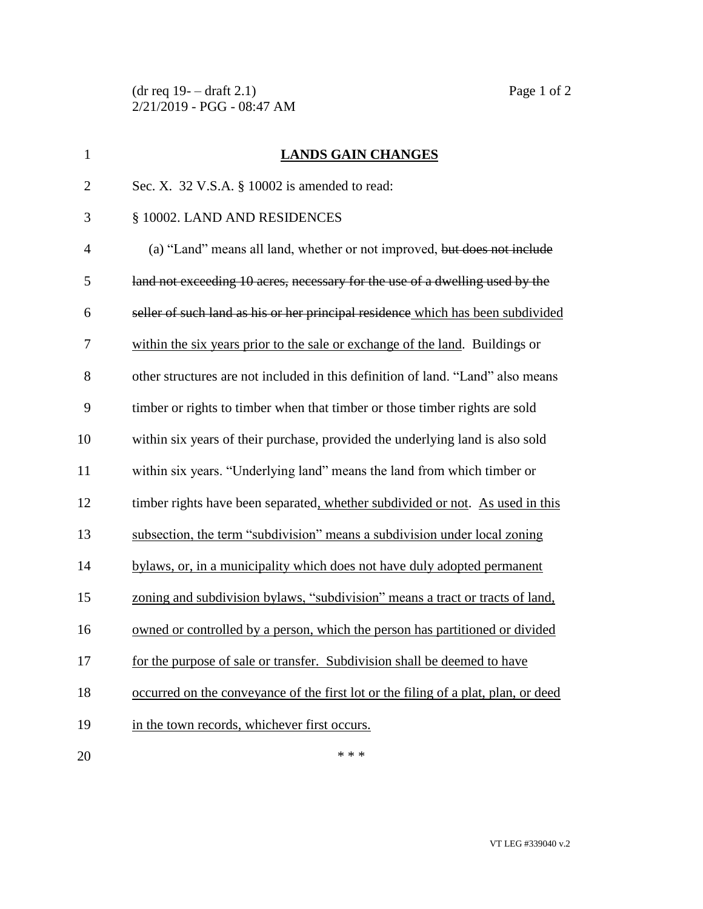**<u>LANDS GAIN CHANGES</u>**

Sec. X. 32 V.S.A. § 10002 is amended to read:

§ 10002. LAND AND RESIDENCES

(a) "Land" means all land, whether or not improved, ~~but does not include land not exceeding 10 acres, necessary for the use of a dwelling used by the seller of such land as his or her principal residence~~ <u>which has been subdivided within the six years prior to the sale or exchange of the land</u>. Buildings or other structures are not included in this definition of land. "Land" also means timber or rights to timber when that timber or those timber rights are sold within six years of their purchase, provided the underlying land is also sold within six years. "Underlying land" means the land from which timber or timber rights have been separated<u>, whether subdivided or not</u>. <u>As used in this subsection, the term "subdivision" means a subdivision under local zoning bylaws, or, in a municipality which does not have duly adopted permanent zoning and subdivision bylaws, "subdivision" means a tract or tracts of land, owned or controlled by a person, which the person has partitioned or divided for the purpose of sale or transfer. Subdivision shall be deemed to have occurred on the conveyance of the first lot or the filing of a plat, plan, or deed in the town records, whichever first occurs.</u>

\* \* \*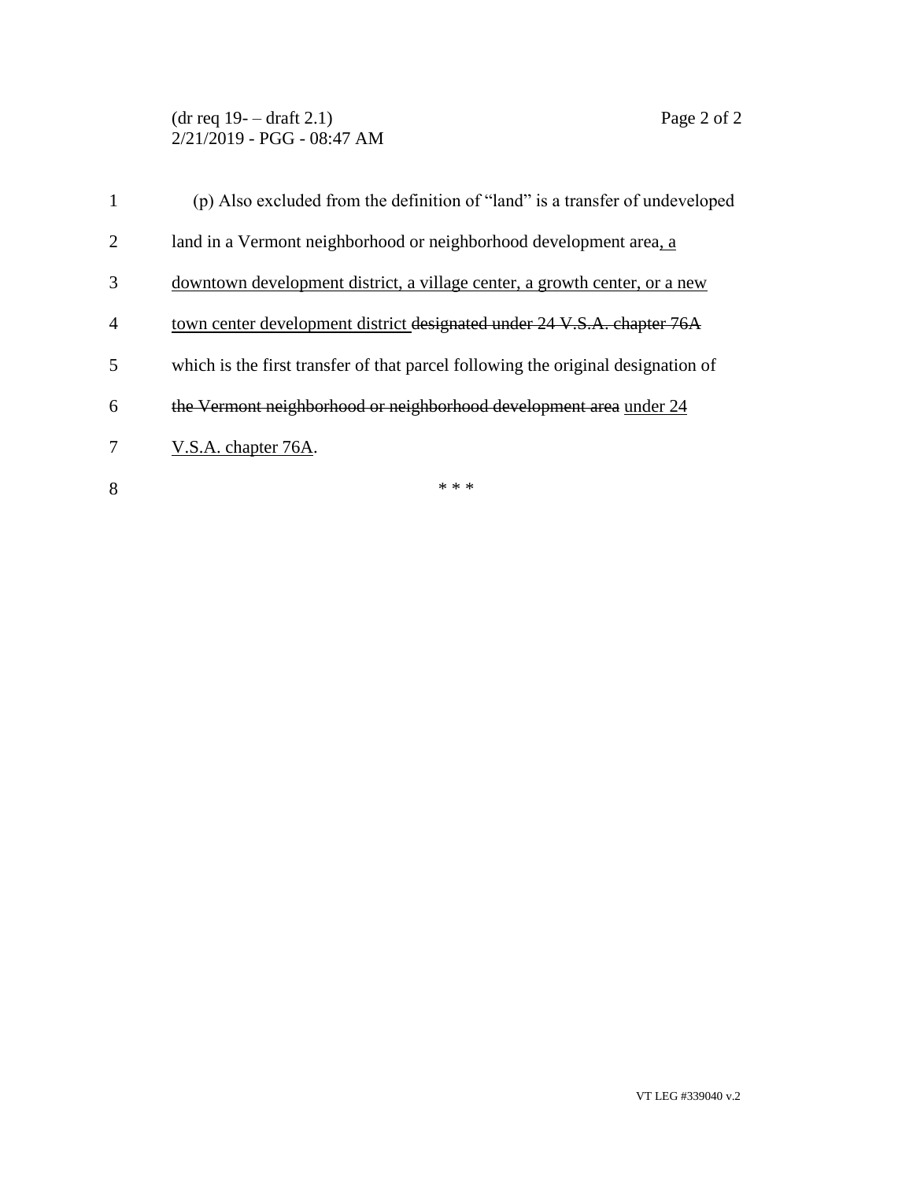(p) Also excluded from the definition of "land" is a transfer of undeveloped land in a Vermont neighborhood or neighborhood development area<u>, a downtown development district, a village center, a growth center, or a new town center development district</u> ~~designated under 24 V.S.A. chapter 76A~~ which is the first transfer of that parcel following the original designation of ~~the Vermont neighborhood or neighborhood development area~~ <u>under 24 V.S.A. chapter 76A</u>.

\* \* \*